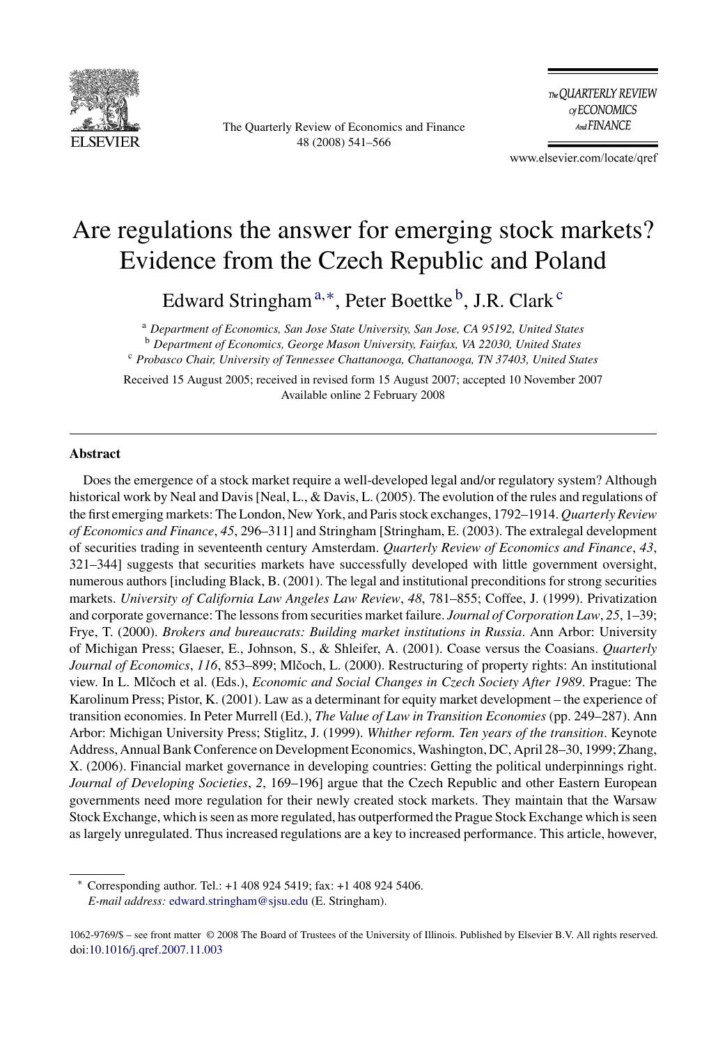# Are regulations the answer for emerging stock markets? Evidence from the Czech Republic and Poland

Edward Stringham [a,*], Peter Boettke [b], J.R. Clark [c]

[a] *Department of Economics, San Jose State University, San Jose, CA 95192, United States*
[b] *Department of Economics, George Mason University, Fairfax, VA 22030, United States*
[c] *Probasco Chair, University of Tennessee Chattanooga, Chattanooga, TN 37403, United States*

Received 15 August 2005; received in revised form 15 August 2007; accepted 10 November 2007
Available online 2 February 2008

## Abstract

Does the emergence of a stock market require a well-developed legal and/or regulatory system? Although historical work by Neal and Davis [Neal, L., & Davis, L. (2005). The evolution of the rules and regulations of the first emerging markets: The London, New York, and Paris stock exchanges, 1792–1914. *Quarterly Review of Economics and Finance*, *45*, 296–311] and Stringham [Stringham, E. (2003). The extralegal development of securities trading in seventeenth century Amsterdam. *Quarterly Review of Economics and Finance*, *43*, 321–344] suggests that securities markets have successfully developed with little government oversight, numerous authors [including Black, B. (2001). The legal and institutional preconditions for strong securities markets. *University of California Law Angeles Law Review*, *48*, 781–855; Coffee, J. (1999). Privatization and corporate governance: The lessons from securities market failure. *Journal of Corporation Law*, *25*, 1–39; Frye, T. (2000). *Brokers and bureaucrats: Building market institutions in Russia*. Ann Arbor: University of Michigan Press; Glaeser, E., Johnson, S., & Shleifer, A. (2001). Coase versus the Coasians. *Quarterly Journal of Economics*, *116*, 853–899; Mlčoch, L. (2000). Restructuring of property rights: An institutional view. In L. Mlčoch et al. (Eds.), *Economic and Social Changes in Czech Society After 1989*. Prague: The Karolinum Press; Pistor, K. (2001). Law as a determinant for equity market development – the experience of transition economies. In Peter Murrell (Ed.), *The Value of Law in Transition Economies* (pp. 249–287). Ann Arbor: Michigan University Press; Stiglitz, J. (1999). *Whither reform. Ten years of the transition*. Keynote Address, Annual Bank Conference on Development Economics, Washington, DC, April 28–30, 1999; Zhang, X. (2006). Financial market governance in developing countries: Getting the political underpinnings right. *Journal of Developing Societies*, *2*, 169–196] argue that the Czech Republic and other Eastern European governments need more regulation for their newly created stock markets. They maintain that the Warsaw Stock Exchange, which is seen as more regulated, has outperformed the Prague Stock Exchange which is seen as largely unregulated. Thus increased regulations are a key to increased performance. This article, however,

\* Corresponding author. Tel.: +1 408 924 5419; fax: +1 408 924 5406.
*E-mail address:* edward.stringham@sjsu.edu (E. Stringham).

1062-9769/$ – see front matter © 2008 The Board of Trustees of the University of Illinois. Published by Elsevier B.V. All rights reserved.
doi:10.1016/j.qref.2007.11.003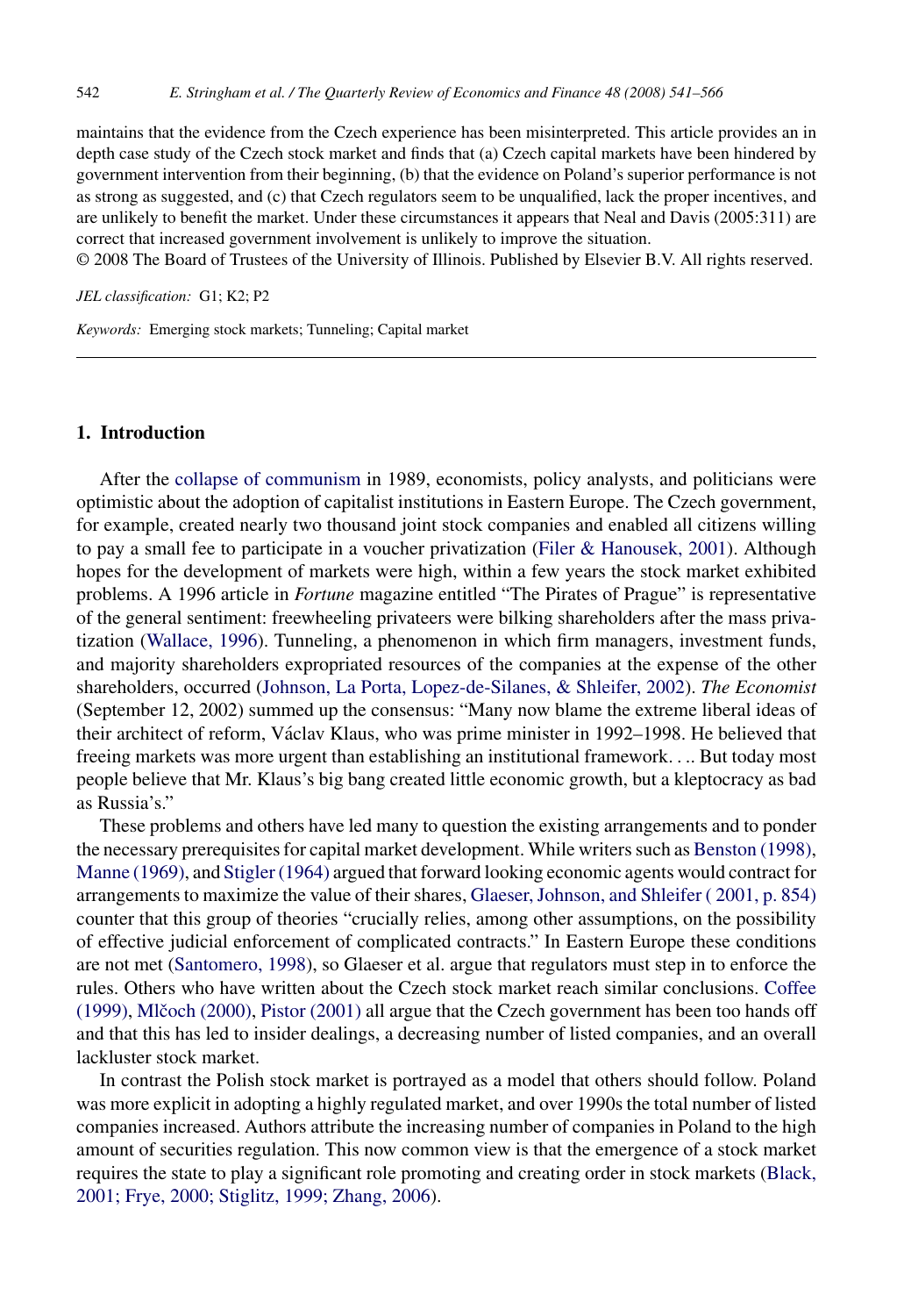maintains that the evidence from the Czech experience has been misinterpreted. This article provides an in depth case study of the Czech stock market and finds that (a) Czech capital markets have been hindered by government intervention from their beginning, (b) that the evidence on Poland's superior performance is not as strong as suggested, and (c) that Czech regulators seem to be unqualified, lack the proper incentives, and are unlikely to benefit the market. Under these circumstances it appears that Neal and Davis (2005:311) are correct that increased government involvement is unlikely to improve the situation.
© 2008 The Board of Trustees of the University of Illinois. Published by Elsevier B.V. All rights reserved.

*JEL classification:* G1; K2; P2

*Keywords:* Emerging stock markets; Tunneling; Capital market

## 1. Introduction

After the collapse of communism in 1989, economists, policy analysts, and politicians were optimistic about the adoption of capitalist institutions in Eastern Europe. The Czech government, for example, created nearly two thousand joint stock companies and enabled all citizens willing to pay a small fee to participate in a voucher privatization (Filer & Hanousek, 2001). Although hopes for the development of markets were high, within a few years the stock market exhibited problems. A 1996 article in *Fortune* magazine entitled "The Pirates of Prague" is representative of the general sentiment: freewheeling privateers were bilking shareholders after the mass privatization (Wallace, 1996). Tunneling, a phenomenon in which firm managers, investment funds, and majority shareholders expropriated resources of the companies at the expense of the other shareholders, occurred (Johnson, La Porta, Lopez-de-Silanes, & Shleifer, 2002). *The Economist* (September 12, 2002) summed up the consensus: "Many now blame the extreme liberal ideas of their architect of reform, Václav Klaus, who was prime minister in 1992–1998. He believed that freeing markets was more urgent than establishing an institutional framework. . .. But today most people believe that Mr. Klaus's big bang created little economic growth, but a kleptocracy as bad as Russia's."

These problems and others have led many to question the existing arrangements and to ponder the necessary prerequisites for capital market development. While writers such as Benston (1998), Manne (1969), and Stigler (1964) argued that forward looking economic agents would contract for arrangements to maximize the value of their shares, Glaeser, Johnson, and Shleifer ( 2001, p. 854) counter that this group of theories "crucially relies, among other assumptions, on the possibility of effective judicial enforcement of complicated contracts." In Eastern Europe these conditions are not met (Santomero, 1998), so Glaeser et al. argue that regulators must step in to enforce the rules. Others who have written about the Czech stock market reach similar conclusions. Coffee (1999), Mlčoch (2000), Pistor (2001) all argue that the Czech government has been too hands off and that this has led to insider dealings, a decreasing number of listed companies, and an overall lackluster stock market.

In contrast the Polish stock market is portrayed as a model that others should follow. Poland was more explicit in adopting a highly regulated market, and over 1990s the total number of listed companies increased. Authors attribute the increasing number of companies in Poland to the high amount of securities regulation. This now common view is that the emergence of a stock market requires the state to play a significant role promoting and creating order in stock markets (Black, 2001; Frye, 2000; Stiglitz, 1999; Zhang, 2006).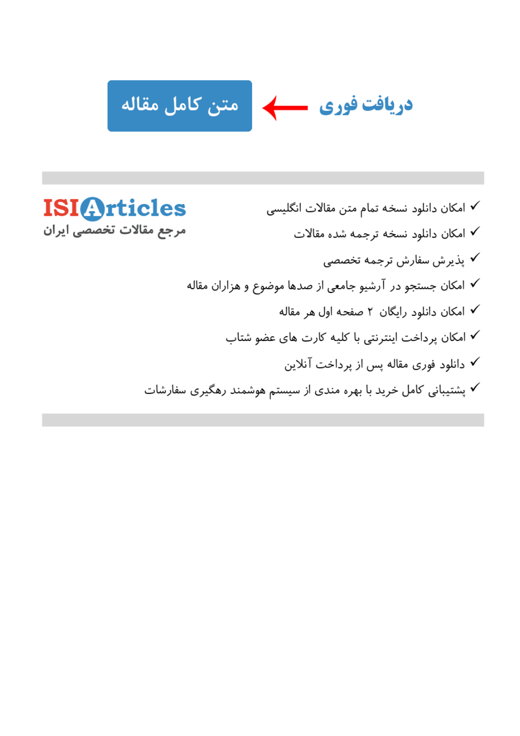دریافت فوری ← **متن کامل مقاله**

**ISIArticles**
مرجع مقالات تخصصی ایران

- ✓ امکان دانلود نسخه تمام متن مقالات انگلیسی
- ✓ امکان دانلود نسخه ترجمه شده مقالات
- ✓ پذیرش سفارش ترجمه تخصصی
- ✓ امکان جستجو در آرشیو جامعی از صدها موضوع و هزاران مقاله
- ✓ امکان دانلود رایگان ۲ صفحه اول هر مقاله
- ✓ امکان پرداخت اینترنتی با کلیه کارت های عضو شتاب
- ✓ دانلود فوری مقاله پس از پرداخت آنلاین
- ✓ پشتیبانی کامل خرید با بهره مندی از سیستم هوشمند رهگیری سفارشات